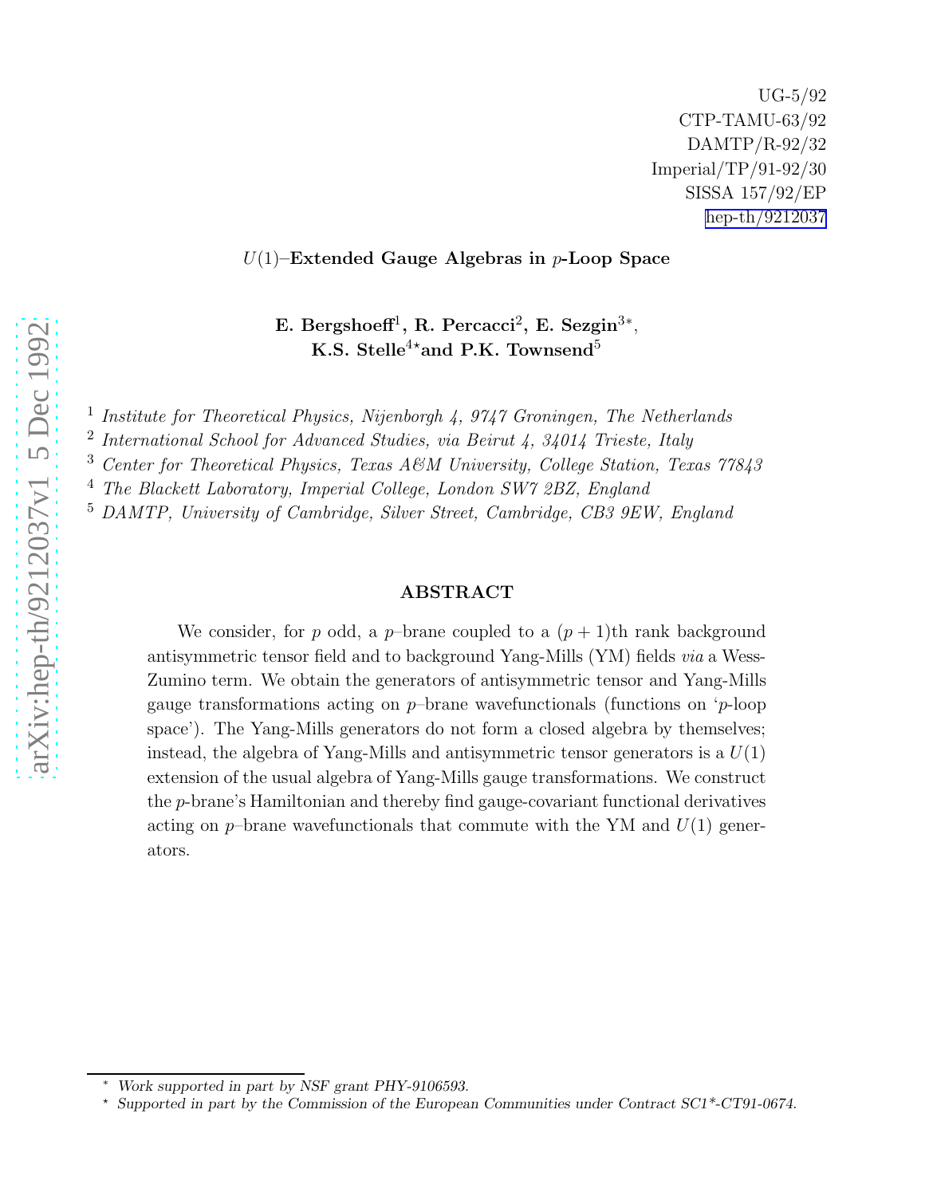UG-5/92
CTP-TAMU-63/92
DAMTP/R-92/32
Imperial/TP/91-92/30
SISSA 157/92/EP
hep-th/9212037

# $U(1)$–Extended Gauge Algebras in $p$-Loop Space

**E. Bergshoeff**[1], **R. Percacci**[2], **E. Sezgin**[3*],
**K.S. Stelle**[4⋆] **and P.K. Townsend**[5]

[1] *Institute for Theoretical Physics, Nijenborgh 4, 9747 Groningen, The Netherlands*

[2] *International School for Advanced Studies, via Beirut 4, 34014 Trieste, Italy*

[3] *Center for Theoretical Physics, Texas A&M University, College Station, Texas 77843*

[4] *The Blackett Laboratory, Imperial College, London SW7 2BZ, England*

[5] *DAMTP, University of Cambridge, Silver Street, Cambridge, CB3 9EW, England*

## ABSTRACT

We consider, for $p$ odd, a $p$–brane coupled to a $(p+1)$th rank background antisymmetric tensor field and to background Yang-Mills (YM) fields *via* a Wess-Zumino term. We obtain the generators of antisymmetric tensor and Yang-Mills gauge transformations acting on $p$–brane wavefunctionals (functions on '$p$-loop space'). The Yang-Mills generators do not form a closed algebra by themselves; instead, the algebra of Yang-Mills and antisymmetric tensor generators is a $U(1)$ extension of the usual algebra of Yang-Mills gauge transformations. We construct the $p$-brane's Hamiltonian and thereby find gauge-covariant functional derivatives acting on $p$–brane wavefunctionals that commute with the YM and $U(1)$ generators.

---

[*] *Work supported in part by NSF grant PHY-9106593.*

[⋆] *Supported in part by the Commission of the European Communities under Contract SC1\*-CT91-0674.*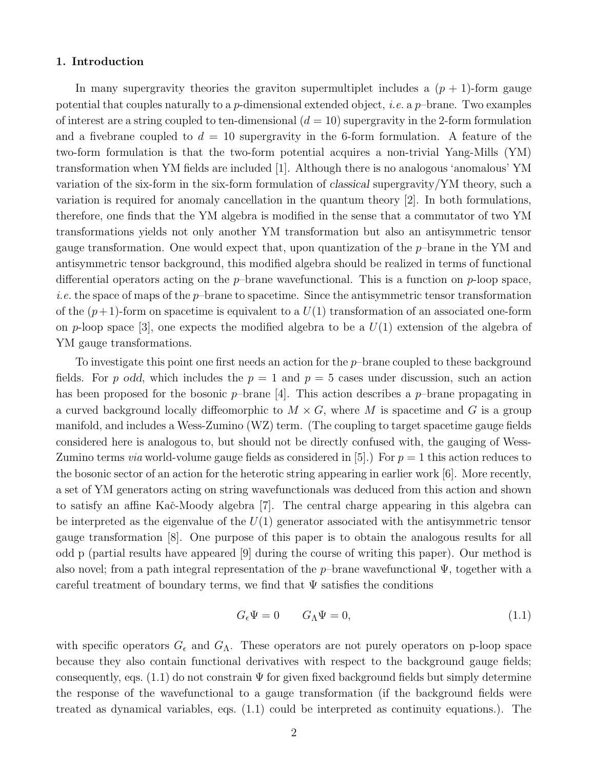## 1. Introduction

In many supergravity theories the graviton supermultiplet includes a $(p+1)$-form gauge potential that couples naturally to a $p$-dimensional extended object, *i.e.* a $p$–brane. Two examples of interest are a string coupled to ten-dimensional ($d = 10$) supergravity in the 2-form formulation and a fivebrane coupled to $d = 10$ supergravity in the 6-form formulation. A feature of the two-form formulation is that the two-form potential acquires a non-trivial Yang-Mills (YM) transformation when YM fields are included [1]. Although there is no analogous 'anomalous' YM variation of the six-form in the six-form formulation of *classical* supergravity/YM theory, such a variation is required for anomaly cancellation in the quantum theory [2]. In both formulations, therefore, one finds that the YM algebra is modified in the sense that a commutator of two YM transformations yields not only another YM transformation but also an antisymmetric tensor gauge transformation. One would expect that, upon quantization of the $p$–brane in the YM and antisymmetric tensor background, this modified algebra should be realized in terms of functional differential operators acting on the $p$–brane wavefunctional. This is a function on $p$-loop space, *i.e.* the space of maps of the $p$–brane to spacetime. Since the antisymmetric tensor transformation of the $(p+1)$-form on spacetime is equivalent to a $U(1)$ transformation of an associated one-form on $p$-loop space [3], one expects the modified algebra to be a $U(1)$ extension of the algebra of YM gauge transformations.

To investigate this point one first needs an action for the $p$–brane coupled to these background fields. For $p$ *odd*, which includes the $p = 1$ and $p = 5$ cases under discussion, such an action has been proposed for the bosonic $p$–brane [4]. This action describes a $p$–brane propagating in a curved background locally diffeomorphic to $M \times G$, where $M$ is spacetime and $G$ is a group manifold, and includes a Wess-Zumino (WZ) term. (The coupling to target spacetime gauge fields considered here is analogous to, but should not be directly confused with, the gauging of Wess-Zumino terms *via* world-volume gauge fields as considered in [5].) For $p = 1$ this action reduces to the bosonic sector of an action for the heterotic string appearing in earlier work [6]. More recently, a set of YM generators acting on string wavefunctionals was deduced from this action and shown to satisfy an affine Kač-Moody algebra [7]. The central charge appearing in this algebra can be interpreted as the eigenvalue of the $U(1)$ generator associated with the antisymmetric tensor gauge transformation [8]. One purpose of this paper is to obtain the analogous results for all odd p (partial results have appeared [9] during the course of writing this paper). Our method is also novel; from a path integral representation of the $p$–brane wavefunctional $\Psi$, together with a careful treatment of boundary terms, we find that $\Psi$ satisfies the conditions

$$G_\epsilon \Psi = 0 \qquad G_\Lambda \Psi = 0, \tag{1.1}$$

with specific operators $G_\epsilon$ and $G_\Lambda$. These operators are not purely operators on p-loop space because they also contain functional derivatives with respect to the background gauge fields; consequently, eqs. (1.1) do not constrain $\Psi$ for given fixed background fields but simply determine the response of the wavefunctional to a gauge transformation (if the background fields were treated as dynamical variables, eqs. (1.1) could be interpreted as continuity equations.). The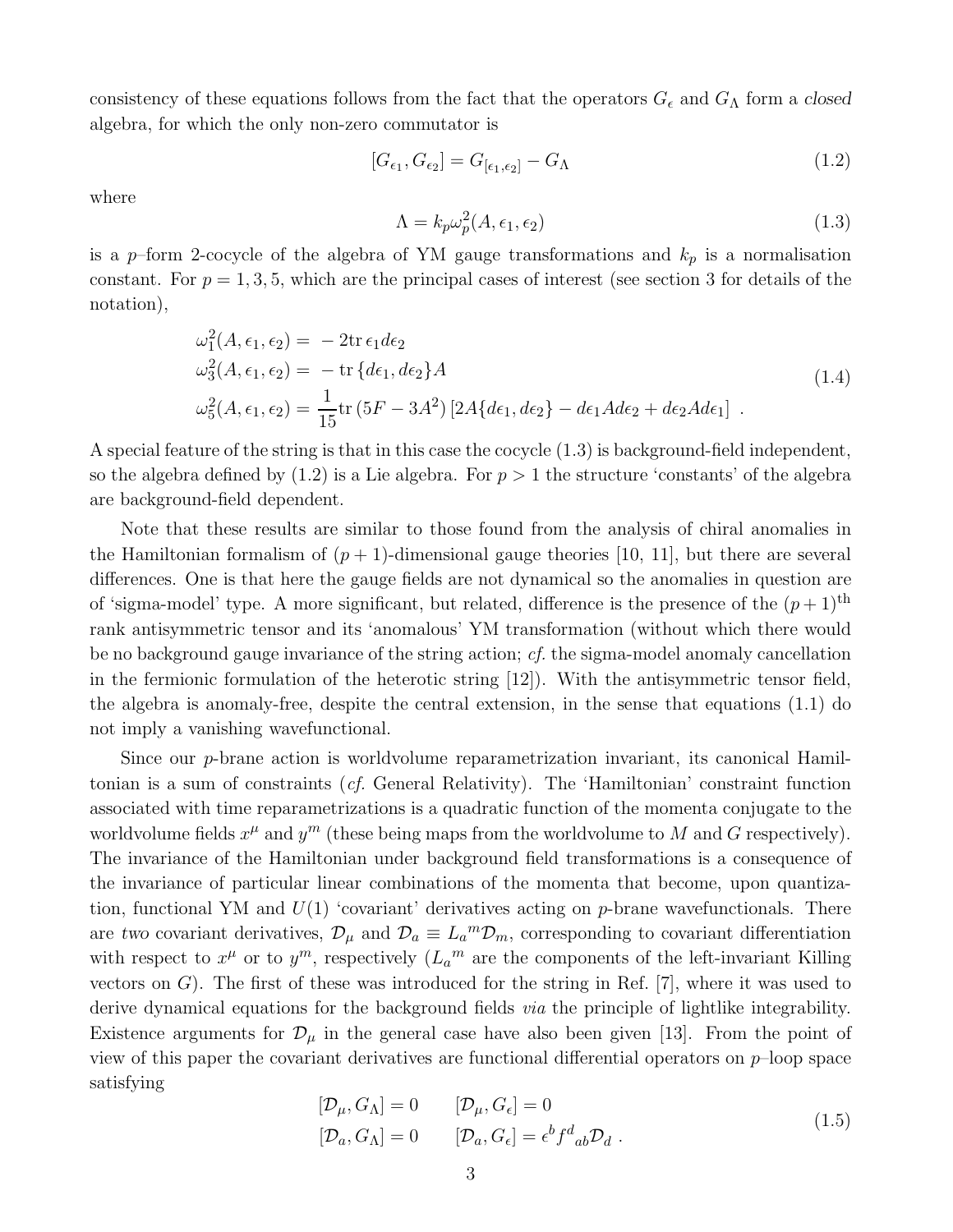consistency of these equations follows from the fact that the operators $G_\epsilon$ and $G_\Lambda$ form a *closed* algebra, for which the only non-zero commutator is

$$[G_{\epsilon_1}, G_{\epsilon_2}] = G_{[\epsilon_1,\epsilon_2]} - G_\Lambda \tag{1.2}$$

where

$$\Lambda = k_p \omega_p^2(A, \epsilon_1, \epsilon_2) \tag{1.3}$$

is a $p$–form 2-cocycle of the algebra of YM gauge transformations and $k_p$ is a normalisation constant. For $p = 1, 3, 5$, which are the principal cases of interest (see section 3 for details of the notation),

$$\begin{aligned}
\omega_1^2(A, \epsilon_1, \epsilon_2) &= -2\mathrm{tr}\, \epsilon_1 d\epsilon_2 \\
\omega_3^2(A, \epsilon_1, \epsilon_2) &= -\mathrm{tr}\, \{d\epsilon_1, d\epsilon_2\} A \\
\omega_5^2(A, \epsilon_1, \epsilon_2) &= \frac{1}{15}\mathrm{tr}\, (5F - 3A^2)\, [2A\{d\epsilon_1, d\epsilon_2\} - d\epsilon_1 A d\epsilon_2 + d\epsilon_2 A d\epsilon_1]\ .
\end{aligned} \tag{1.4}$$

A special feature of the string is that in this case the cocycle (1.3) is background-field independent, so the algebra defined by (1.2) is a Lie algebra. For $p > 1$ the structure 'constants' of the algebra are background-field dependent.

Note that these results are similar to those found from the analysis of chiral anomalies in the Hamiltonian formalism of $(p+1)$-dimensional gauge theories [10, 11], but there are several differences. One is that here the gauge fields are not dynamical so the anomalies in question are of 'sigma-model' type. A more significant, but related, difference is the presence of the $(p+1)^{\text{th}}$ rank antisymmetric tensor and its 'anomalous' YM transformation (without which there would be no background gauge invariance of the string action; *cf.* the sigma-model anomaly cancellation in the fermionic formulation of the heterotic string [12]). With the antisymmetric tensor field, the algebra is anomaly-free, despite the central extension, in the sense that equations (1.1) do not imply a vanishing wavefunctional.

Since our $p$-brane action is worldvolume reparametrization invariant, its canonical Hamiltonian is a sum of constraints (*cf.* General Relativity). The 'Hamiltonian' constraint function associated with time reparametrizations is a quadratic function of the momenta conjugate to the worldvolume fields $x^\mu$ and $y^m$ (these being maps from the worldvolume to $M$ and $G$ respectively). The invariance of the Hamiltonian under background field transformations is a consequence of the invariance of particular linear combinations of the momenta that become, upon quantization, functional YM and $U(1)$ 'covariant' derivatives acting on $p$-brane wavefunctionals. There are *two* covariant derivatives, $\mathcal{D}_\mu$ and $\mathcal{D}_a \equiv L_a{}^m \mathcal{D}_m$, corresponding to covariant differentiation with respect to $x^\mu$ or to $y^m$, respectively ($L_a{}^m$ are the components of the left-invariant Killing vectors on $G$). The first of these was introduced for the string in Ref. [7], where it was used to derive dynamical equations for the background fields *via* the principle of lightlike integrability. Existence arguments for $\mathcal{D}_\mu$ in the general case have also been given [13]. From the point of view of this paper the covariant derivatives are functional differential operators on $p$–loop space satisfying

$$\begin{aligned}
[\mathcal{D}_\mu, G_\Lambda] &= 0 \qquad [\mathcal{D}_\mu, G_\epsilon] = 0 \\
[\mathcal{D}_a, G_\Lambda] &= 0 \qquad [\mathcal{D}_a, G_\epsilon] = \epsilon^b f^d{}_{ab} \mathcal{D}_d\ .
\end{aligned} \tag{1.5}$$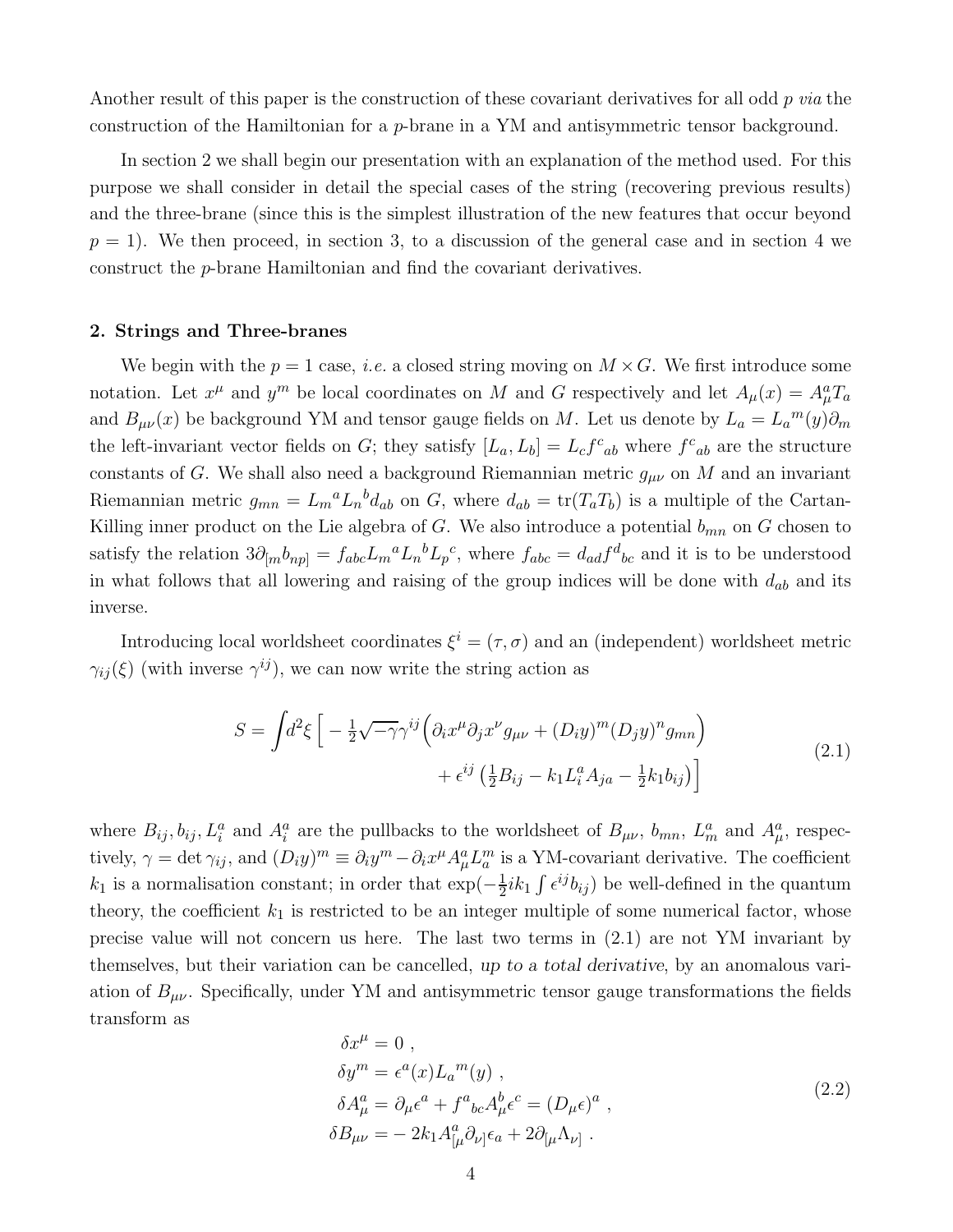Another result of this paper is the construction of these covariant derivatives for all odd $p$ *via* the construction of the Hamiltonian for a $p$-brane in a YM and antisymmetric tensor background.

In section 2 we shall begin our presentation with an explanation of the method used. For this purpose we shall consider in detail the special cases of the string (recovering previous results) and the three-brane (since this is the simplest illustration of the new features that occur beyond $p = 1$). We then proceed, in section 3, to a discussion of the general case and in section 4 we construct the $p$-brane Hamiltonian and find the covariant derivatives.

## 2. Strings and Three-branes

We begin with the $p = 1$ case, *i.e.* a closed string moving on $M \times G$. We first introduce some notation. Let $x^\mu$ and $y^m$ be local coordinates on $M$ and $G$ respectively and let $A_\mu(x) = A_\mu^a T_a$ and $B_{\mu\nu}(x)$ be background YM and tensor gauge fields on $M$. Let us denote by $L_a = L_a{}^m(y)\partial_m$ the left-invariant vector fields on $G$; they satisfy $[L_a, L_b] = L_c f^c{}_{ab}$ where $f^c{}_{ab}$ are the structure constants of $G$. We shall also need a background Riemannian metric $g_{\mu\nu}$ on $M$ and an invariant Riemannian metric $g_{mn} = L_m{}^a L_n{}^b d_{ab}$ on $G$, where $d_{ab} = \mathrm{tr}(T_a T_b)$ is a multiple of the Cartan-Killing inner product on the Lie algebra of $G$. We also introduce a potential $b_{mn}$ on $G$ chosen to satisfy the relation $3\partial_{[m} b_{np]} = f_{abc} L_m{}^a L_n{}^b L_p{}^c$, where $f_{abc} = d_{ad} f^d{}_{bc}$ and it is to be understood in what follows that all lowering and raising of the group indices will be done with $d_{ab}$ and its inverse.

Introducing local worldsheet coordinates $\xi^i = (\tau, \sigma)$ and an (independent) worldsheet metric $\gamma_{ij}(\xi)$ (with inverse $\gamma^{ij}$), we can now write the string action as

$$
\begin{aligned}
S = \int d^2\xi \Big[ -\tfrac{1}{2}\sqrt{-\gamma}\gamma^{ij}\Big(\partial_i x^\mu \partial_j x^\nu g_{\mu\nu} + (D_i y)^m (D_j y)^n g_{mn}\Big) \\
+ \epsilon^{ij}\left(\tfrac{1}{2}B_{ij} - k_1 L_i^a A_{ja} - \tfrac{1}{2}k_1 b_{ij}\right)\Big]
\end{aligned}
\tag{2.1}
$$

where $B_{ij}, b_{ij}, L_i^a$ and $A_i^a$ are the pullbacks to the worldsheet of $B_{\mu\nu}$, $b_{mn}$, $L_m^a$ and $A_\mu^a$, respectively, $\gamma = \det \gamma_{ij}$, and $(D_i y)^m \equiv \partial_i y^m - \partial_i x^\mu A_\mu^a L_a^m$ is a YM-covariant derivative. The coefficient $k_1$ is a normalisation constant; in order that $\exp(-\frac{1}{2}ik_1 \int \epsilon^{ij} b_{ij})$ be well-defined in the quantum theory, the coefficient $k_1$ is restricted to be an integer multiple of some numerical factor, whose precise value will not concern us here. The last two terms in (2.1) are not YM invariant by themselves, but their variation can be cancelled, *up to a total derivative*, by an anomalous variation of $B_{\mu\nu}$. Specifically, under YM and antisymmetric tensor gauge transformations the fields transform as

$$
\begin{aligned}
\delta x^\mu &= 0\ , \\
\delta y^m &= \epsilon^a(x) L_a{}^m(y)\ , \\
\delta A_\mu^a &= \partial_\mu \epsilon^a + f^a{}_{bc} A_\mu^b \epsilon^c = (D_\mu \epsilon)^a\ , \\
\delta B_{\mu\nu} &= -2k_1 A^a_{[\mu}\partial_{\nu]}\epsilon_a + 2\partial_{[\mu}\Lambda_{\nu]}\ .
\end{aligned}
\tag{2.2}
$$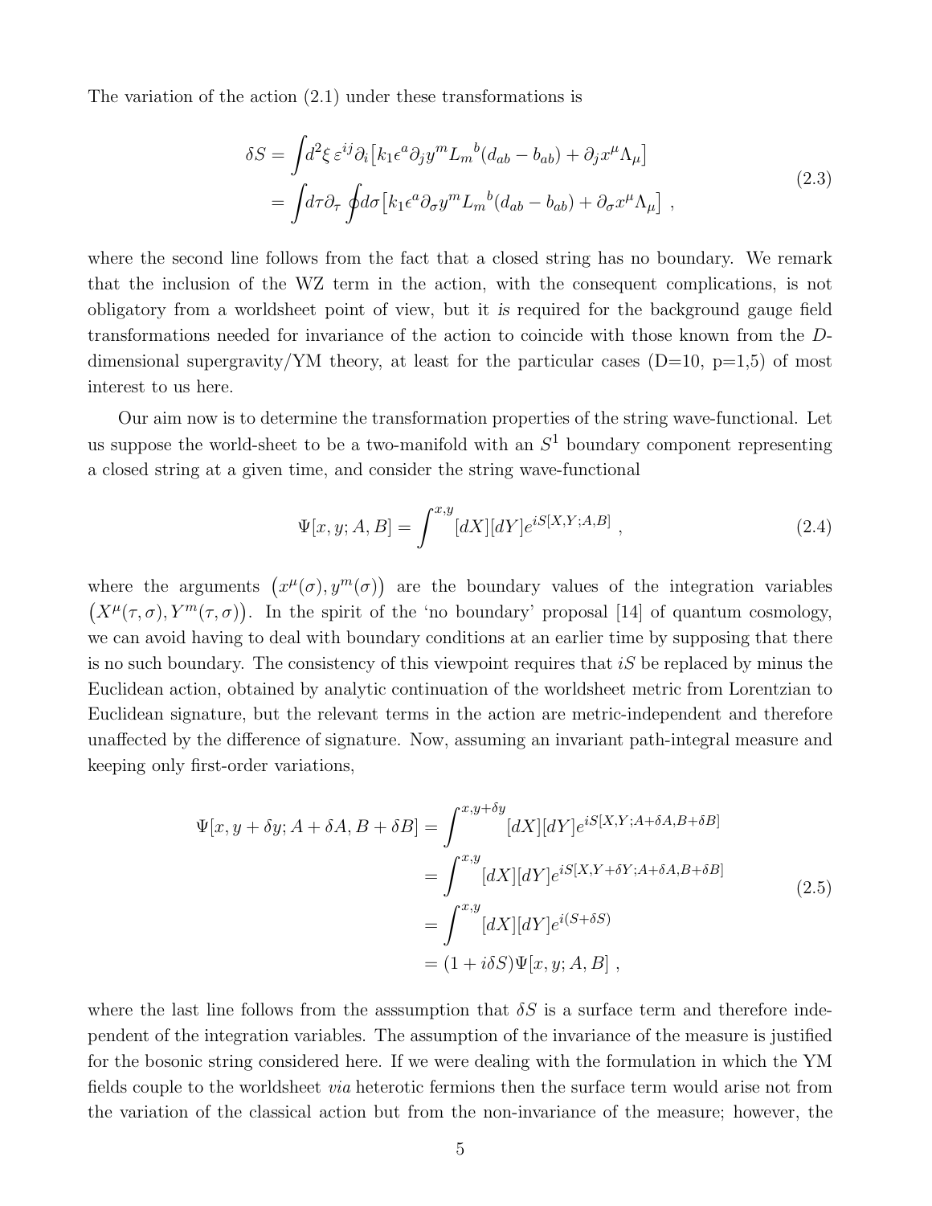The variation of the action (2.1) under these transformations is

$$
\begin{aligned}
\delta S &= \int d^2\xi\, \varepsilon^{ij}\partial_i\big[k_1\epsilon^a\partial_j y^m L_m{}^b(d_{ab}-b_{ab}) + \partial_j x^\mu \Lambda_\mu\big] \\
&= \int d\tau \partial_\tau \oint d\sigma \big[k_1\epsilon^a\partial_\sigma y^m L_m{}^b(d_{ab}-b_{ab}) + \partial_\sigma x^\mu \Lambda_\mu\big] \ ,
\end{aligned}
\tag{2.3}
$$

where the second line follows from the fact that a closed string has no boundary. We remark that the inclusion of the WZ term in the action, with the consequent complications, is not obligatory from a worldsheet point of view, but it *is* required for the background gauge field transformations needed for invariance of the action to coincide with those known from the $D$-dimensional supergravity/YM theory, at least for the particular cases (D=10, p=1,5) of most interest to us here.

Our aim now is to determine the transformation properties of the string wave-functional. Let us suppose the world-sheet to be a two-manifold with an $S^1$ boundary component representing a closed string at a given time, and consider the string wave-functional

$$
\Psi[x,y;A,B] = \int^{x,y} [dX][dY] e^{iS[X,Y;A,B]} \ ,
\tag{2.4}
$$

where the arguments $\big(x^\mu(\sigma), y^m(\sigma)\big)$ are the boundary values of the integration variables $\big(X^\mu(\tau,\sigma), Y^m(\tau,\sigma)\big)$. In the spirit of the 'no boundary' proposal [14] of quantum cosmology, we can avoid having to deal with boundary conditions at an earlier time by supposing that there is no such boundary. The consistency of this viewpoint requires that $iS$ be replaced by minus the Euclidean action, obtained by analytic continuation of the worldsheet metric from Lorentzian to Euclidean signature, but the relevant terms in the action are metric-independent and therefore unaffected by the difference of signature. Now, assuming an invariant path-integral measure and keeping only first-order variations,

$$
\begin{aligned}
\Psi[x,y+\delta y; A+\delta A, B+\delta B] &= \int^{x,y+\delta y} [dX][dY] e^{iS[X,Y;A+\delta A,B+\delta B]} \\
&= \int^{x,y} [dX][dY] e^{iS[X,Y+\delta Y;A+\delta A,B+\delta B]} \\
&= \int^{x,y} [dX][dY] e^{i(S+\delta S)} \\
&= (1+i\delta S)\Psi[x,y;A,B] \ ,
\end{aligned}
\tag{2.5}
$$

where the last line follows from the asssumption that $\delta S$ is a surface term and therefore independent of the integration variables. The assumption of the invariance of the measure is justified for the bosonic string considered here. If we were dealing with the formulation in which the YM fields couple to the worldsheet *via* heterotic fermions then the surface term would arise not from the variation of the classical action but from the non-invariance of the measure; however, the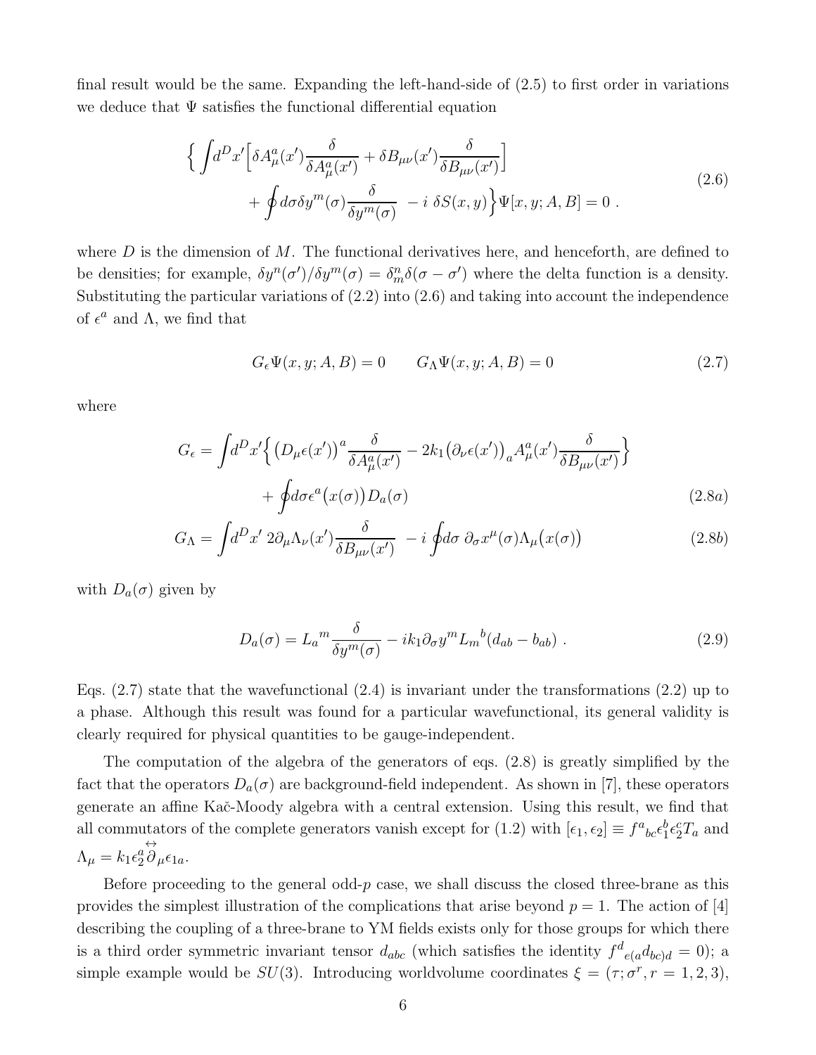final result would be the same. Expanding the left-hand-side of (2.5) to first order in variations we deduce that $\Psi$ satisfies the functional differential equation

$$
\begin{aligned}
\Big\{ \int d^D x' \Big[ \delta A_\mu^a(x') \frac{\delta}{\delta A_\mu^a(x')} + \delta B_{\mu\nu}(x') \frac{\delta}{\delta B_{\mu\nu}(x')} \Big] \\
+ \oint d\sigma \delta y^m(\sigma) \frac{\delta}{\delta y^m(\sigma)} \; - i \; \delta S(x,y) \Big\} \Psi[x, y; A, B] = 0 \; .
\end{aligned}
\tag{2.6}
$$

where $D$ is the dimension of $M$. The functional derivatives here, and henceforth, are defined to be densities; for example, $\delta y^n(\sigma')/\delta y^m(\sigma) = \delta^n_m \delta(\sigma - \sigma')$ where the delta function is a density. Substituting the particular variations of (2.2) into (2.6) and taking into account the independence of $\epsilon^a$ and $\Lambda$, we find that

$$
G_\epsilon \Psi(x, y; A, B) = 0 \qquad G_\Lambda \Psi(x, y; A, B) = 0 \tag{2.7}
$$

where

$$
\begin{aligned}
G_\epsilon = \int d^D x' \Big\{ \big(D_\mu \epsilon(x')\big)^a \frac{\delta}{\delta A_\mu^a(x')} - 2k_1 \big(\partial_\nu \epsilon(x')\big)_a A_\mu^a(x') \frac{\delta}{\delta B_{\mu\nu}(x')} \Big\} \\
+ \oint d\sigma \epsilon^a\big(x(\sigma)\big) D_a(\sigma)
\end{aligned}
\tag{2.8a}
$$

$$
G_\Lambda = \int d^D x' \; 2\partial_\mu \Lambda_\nu(x') \frac{\delta}{\delta B_{\mu\nu}(x')} \; - i \oint d\sigma \; \partial_\sigma x^\mu(\sigma) \Lambda_\mu\big(x(\sigma)\big) \tag{2.8b}
$$

with $D_a(\sigma)$ given by

$$
D_a(\sigma) = L_a{}^m \frac{\delta}{\delta y^m(\sigma)} - ik_1 \partial_\sigma y^m L_m{}^b (d_{ab} - b_{ab}) \; . \tag{2.9}
$$

Eqs. (2.7) state that the wavefunctional (2.4) is invariant under the transformations (2.2) up to a phase. Although this result was found for a particular wavefunctional, its general validity is clearly required for physical quantities to be gauge-independent.

The computation of the algebra of the generators of eqs. (2.8) is greatly simplified by the fact that the operators $D_a(\sigma)$ are background-field independent. As shown in [7], these operators generate an affine Kač-Moody algebra with a central extension. Using this result, we find that all commutators of the complete generators vanish except for (1.2) with $[\epsilon_1, \epsilon_2] \equiv f^a{}_{bc} \epsilon_1^b \epsilon_2^c T_a$ and $\Lambda_\mu = k_1 \epsilon_2^a \overleftrightarrow{\partial}_\mu \epsilon_{1a}$.

Before proceeding to the general odd-$p$ case, we shall discuss the closed three-brane as this provides the simplest illustration of the complications that arise beyond $p = 1$. The action of [4] describing the coupling of a three-brane to YM fields exists only for those groups for which there is a third order symmetric invariant tensor $d_{abc}$ (which satisfies the identity $f^d{}_{e(a} d_{bc)d} = 0$); a simple example would be $SU(3)$. Introducing worldvolume coordinates $\xi = (\tau; \sigma^r, r = 1, 2, 3)$,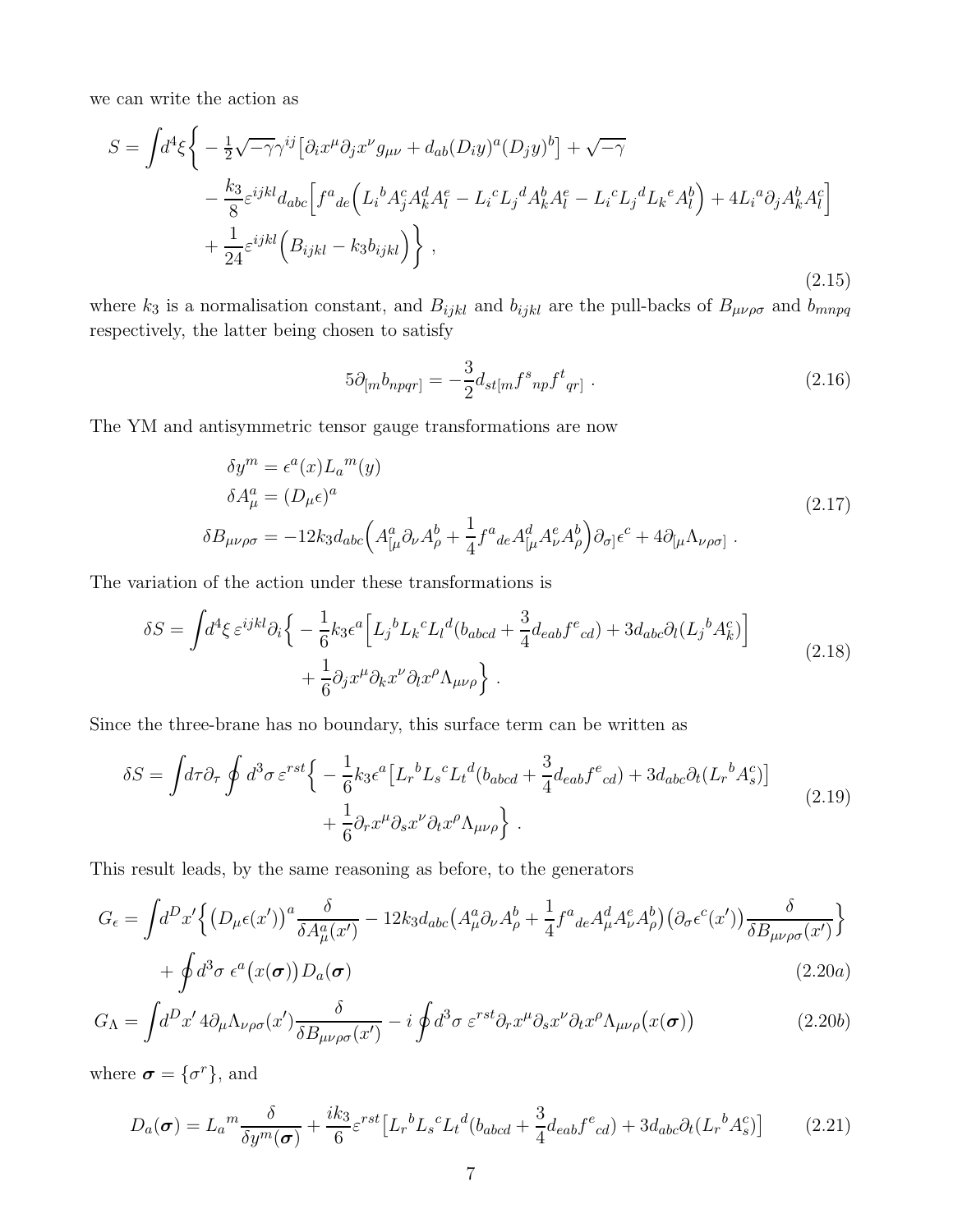we can write the action as

$$
\begin{aligned}
S = \int d^4\xi \bigg\{ & -\tfrac{1}{2}\sqrt{-\gamma}\gamma^{ij}\big[\partial_i x^\mu \partial_j x^\nu g_{\mu\nu} + d_{ab}(D_i y)^a (D_j y)^b\big] + \sqrt{-\gamma} \\
& - \frac{k_3}{8}\varepsilon^{ijkl} d_{abc}\Big[f^a{}_{de}\Big(L_i{}^b A_j^c A_k^d A_l^e - L_i{}^c L_j{}^d A_k^b A_l^e - L_i{}^c L_j{}^d L_k{}^e A_l^b\Big) + 4L_i{}^a \partial_j A_k^b A_l^c\Big] \\
& + \frac{1}{24}\varepsilon^{ijkl}\Big(B_{ijkl} - k_3 b_{ijkl}\Big)\bigg\} \ ,
\end{aligned}
\tag{2.15}
$$

where $k_3$ is a normalisation constant, and $B_{ijkl}$ and $b_{ijkl}$ are the pull-backs of $B_{\mu\nu\rho\sigma}$ and $b_{mnpq}$ respectively, the latter being chosen to satisfy

$$
5\partial_{[m} b_{npqr]} = -\frac{3}{2} d_{st[m} f^s{}_{np} f^t{}_{qr]} \ . \tag{2.16}
$$

The YM and antisymmetric tensor gauge transformations are now

$$
\begin{aligned}
\delta y^m &= \epsilon^a(x) L_a{}^m(y) \\
\delta A_\mu^a &= (D_\mu \epsilon)^a \\
\delta B_{\mu\nu\rho\sigma} &= -12k_3 d_{abc}\Big(A^a_{[\mu}\partial_\nu A^b_\rho + \frac{1}{4} f^a{}_{de} A^d_{[\mu} A^e_\nu A^b_\rho\Big)\partial_{\sigma]}\epsilon^c + 4\partial_{[\mu}\Lambda_{\nu\rho\sigma]} \ .
\end{aligned}
\tag{2.17}
$$

The variation of the action under these transformations is

$$
\begin{aligned}
\delta S = \int d^4\xi\, \varepsilon^{ijkl}\partial_i \Big\{ & -\frac{1}{6}k_3 \epsilon^a \Big[L_j{}^b L_k{}^c L_l{}^d (b_{abcd} + \frac{3}{4} d_{eab} f^e{}_{cd}) + 3d_{abc}\partial_l (L_j{}^b A_k^c)\Big] \\
& + \frac{1}{6}\partial_j x^\mu \partial_k x^\nu \partial_l x^\rho \Lambda_{\mu\nu\rho}\Big\} \ .
\end{aligned}
\tag{2.18}
$$

Since the three-brane has no boundary, this surface term can be written as

$$
\begin{aligned}
\delta S = \int d\tau \partial_\tau \oint d^3\sigma\, \varepsilon^{rst}\Big\{ & -\frac{1}{6}k_3 \epsilon^a \big[L_r{}^b L_s{}^c L_t{}^d (b_{abcd} + \frac{3}{4} d_{eab} f^e{}_{cd}) + 3d_{abc}\partial_t (L_r{}^b A_s^c)\big] \\
& + \frac{1}{6}\partial_r x^\mu \partial_s x^\nu \partial_t x^\rho \Lambda_{\mu\nu\rho}\Big\} \ .
\end{aligned}
\tag{2.19}
$$

This result leads, by the same reasoning as before, to the generators

$$
\begin{aligned}
G_\epsilon = \int d^D x' \Big\{ & \big(D_\mu \epsilon(x')\big)^a \frac{\delta}{\delta A_\mu^a(x')} - 12k_3 d_{abc}\big(A_\mu^a \partial_\nu A_\rho^b + \frac{1}{4} f^a{}_{de} A_\mu^d A_\nu^e A_\rho^b\big)\big(\partial_\sigma \epsilon^c(x')\big)\frac{\delta}{\delta B_{\mu\nu\rho\sigma}(x')}\Big\} \\
& + \oint d^3\sigma\ \epsilon^a\big(x(\boldsymbol{\sigma})\big) D_a(\boldsymbol{\sigma})
\end{aligned}
\tag{2.20a}
$$

$$
G_\Lambda = \int d^D x'\, 4\partial_\mu \Lambda_{\nu\rho\sigma}(x')\frac{\delta}{\delta B_{\mu\nu\rho\sigma}(x')} - i\oint d^3\sigma\ \varepsilon^{rst}\partial_r x^\mu \partial_s x^\nu \partial_t x^\rho \Lambda_{\mu\nu\rho}\big(x(\boldsymbol{\sigma})\big) \tag{2.20b}
$$

where $\boldsymbol{\sigma} = \{\sigma^r\}$, and

$$
D_a(\boldsymbol{\sigma}) = L_a{}^m \frac{\delta}{\delta y^m(\boldsymbol{\sigma})} + \frac{ik_3}{6}\varepsilon^{rst}\big[L_r{}^b L_s{}^c L_t{}^d (b_{abcd} + \frac{3}{4} d_{eab} f^e{}_{cd}) + 3d_{abc}\partial_t (L_r{}^b A_s^c)\big] \tag{2.21}
$$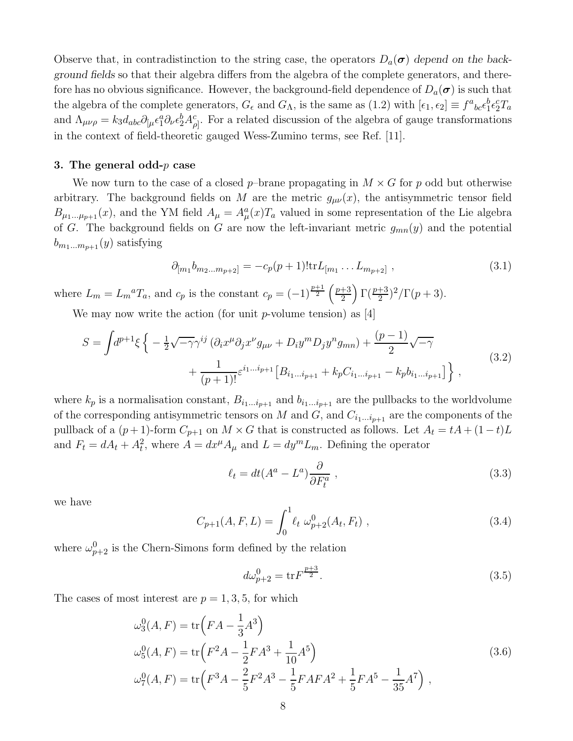Observe that, in contradistinction to the string case, the operators $D_a(\boldsymbol{\sigma})$ *depend on the background fields* so that their algebra differs from the algebra of the complete generators, and therefore has no obvious significance. However, the background-field dependence of $D_a(\boldsymbol{\sigma})$ is such that the algebra of the complete generators, $G_\epsilon$ and $G_\Lambda$, is the same as (1.2) with $[\epsilon_1, \epsilon_2] \equiv f^a{}_{bc}\epsilon_1^b\epsilon_2^c T_a$ and $\Lambda_{\mu\nu\rho} = k_3 d_{abc}\partial_{[\mu}\epsilon_1^a\partial_\nu\epsilon_2^b A^c_{\rho]}$. For a related discussion of the algebra of gauge transformations in the context of field-theoretic gauged Wess-Zumino terms, see Ref. [11].

## 3. The general odd-$p$ case

We now turn to the case of a closed $p$–brane propagating in $M \times G$ for $p$ odd but otherwise arbitrary. The background fields on $M$ are the metric $g_{\mu\nu}(x)$, the antisymmetric tensor field $B_{\mu_1\ldots\mu_{p+1}}(x)$, and the YM field $A_\mu = A^a_\mu(x)T_a$ valued in some representation of the Lie algebra of $G$. The background fields on $G$ are now the left-invariant metric $g_{mn}(y)$ and the potential $b_{m_1\ldots m_{p+1}}(y)$ satisfying

$$\partial_{[m_1}b_{m_2\ldots m_{p+2}]} = -c_p(p+1)!\mathrm{tr}L_{[m_1}\ldots L_{m_{p+2}]} \ , \tag{3.1}$$

where $L_m = L_m{}^a T_a$, and $c_p$ is the constant $c_p = (-1)^{\frac{p+1}{2}}\left(\frac{p+3}{2}\right)\Gamma(\frac{p+3}{2})^2/\Gamma(p+3)$.

We may now write the action (for unit $p$-volume tension) as [4]

$$\begin{aligned} S = \int d^{p+1}\xi \Big\{ -\tfrac{1}{2}\sqrt{-\gamma}\gamma^{ij}\left(\partial_i x^\mu\partial_j x^\nu g_{\mu\nu} + D_i y^m D_j y^n g_{mn}\right) + \frac{(p-1)}{2}\sqrt{-\gamma} \\ + \frac{1}{(p+1)!}\varepsilon^{i_1\ldots i_{p+1}}\left[B_{i_1\ldots i_{p+1}} + k_p C_{i_1\ldots i_{p+1}} - k_p b_{i_1\ldots i_{p+1}}\right]\Big\} \ , \end{aligned} \tag{3.2}$$

where $k_p$ is a normalisation constant, $B_{i_1\ldots i_{p+1}}$ and $b_{i_1\ldots i_{p+1}}$ are the pullbacks to the worldvolume of the corresponding antisymmetric tensors on $M$ and $G$, and $C_{i_1\ldots i_{p+1}}$ are the components of the pullback of a $(p+1)$-form $C_{p+1}$ on $M\times G$ that is constructed as follows. Let $A_t = tA + (1-t)L$ and $F_t = dA_t + A_t^2$, where $A = dx^\mu A_\mu$ and $L = dy^m L_m$. Defining the operator

$$\ell_t = dt(A^a - L^a)\frac{\partial}{\partial F_t^a} \ , \tag{3.3}$$

we have

$$C_{p+1}(A,F,L) = \int_0^1 \ell_t \ \omega^0_{p+2}(A_t, F_t) \ , \tag{3.4}$$

where $\omega^0_{p+2}$ is the Chern-Simons form defined by the relation

$$d\omega^0_{p+2} = \mathrm{tr}F^{\frac{p+3}{2}}. \tag{3.5}$$

The cases of most interest are $p = 1, 3, 5$, for which

$$\begin{aligned} \omega^0_3(A,F) &= \mathrm{tr}\Big(FA - \frac{1}{3}A^3\Big) \\ \omega^0_5(A,F) &= \mathrm{tr}\Big(F^2A - \frac{1}{2}FA^3 + \frac{1}{10}A^5\Big) \\ \omega^0_7(A,F) &= \mathrm{tr}\Big(F^3A - \frac{2}{5}F^2A^3 - \frac{1}{5}FAFA^2 + \frac{1}{5}FA^5 - \frac{1}{35}A^7\Big) \ , \end{aligned} \tag{3.6}$$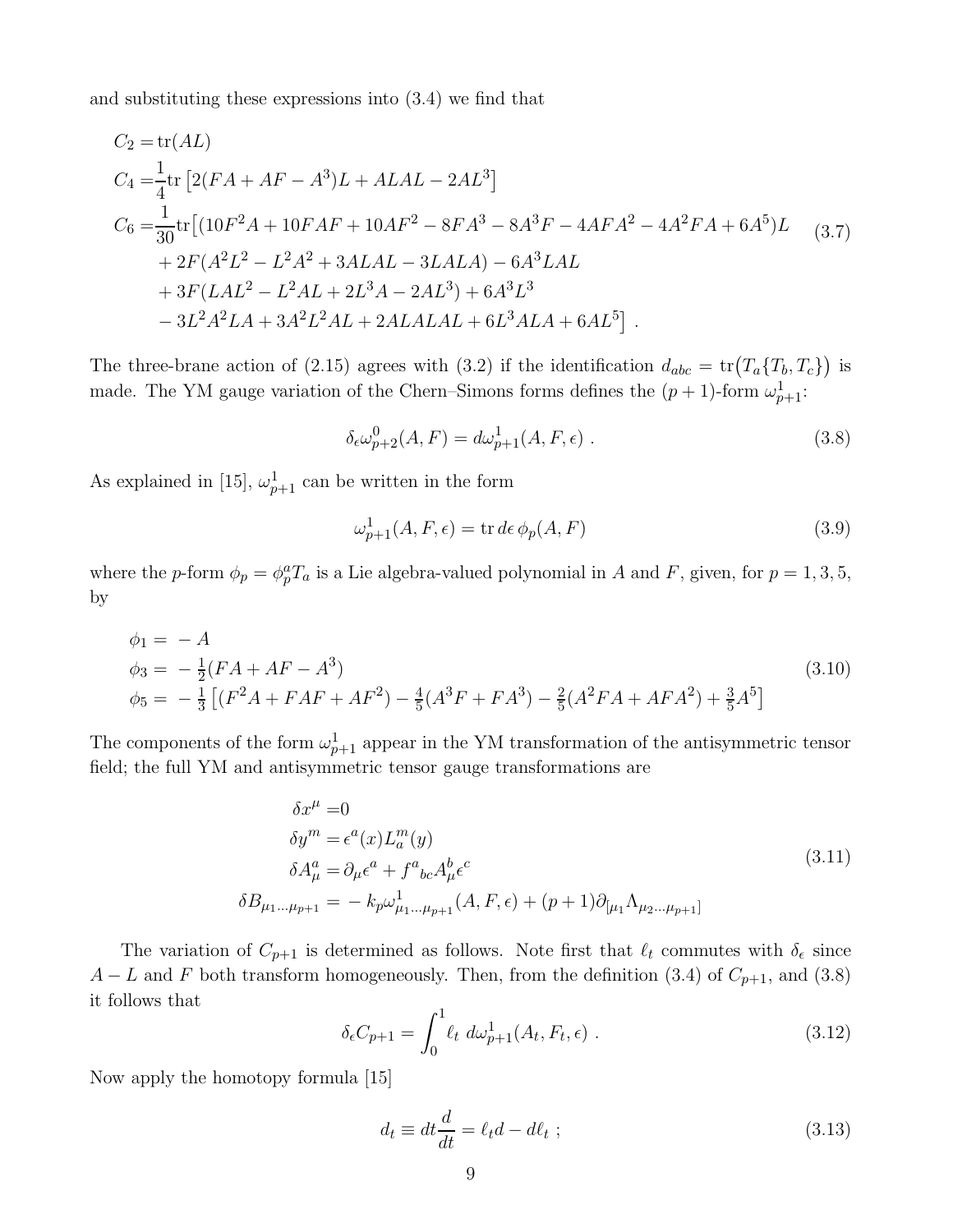and substituting these expressions into (3.4) we find that

$$
\begin{aligned}
C_2 =& \operatorname{tr}(AL) \\
C_4 =& \frac{1}{4}\operatorname{tr}\left[2(FA + AF - A^3)L + ALAL - 2AL^3\right] \\
C_6 =& \frac{1}{30}\operatorname{tr}\big[(10F^2A + 10FAF + 10AF^2 - 8FA^3 - 8A^3F - 4AFA^2 - 4A^2FA + 6A^5)L \\
& + 2F(A^2L^2 - L^2A^2 + 3ALAL - 3LALA) - 6A^3LAL \\
& + 3F(LAL^2 - L^2AL + 2L^3A - 2AL^3) + 6A^3L^3 \\
& - 3L^2A^2LA + 3A^2L^2AL + 2ALALAL + 6L^3ALA + 6AL^5\big] \ .
\end{aligned}
\tag{3.7}
$$

The three-brane action of (2.15) agrees with (3.2) if the identification $d_{abc} = \operatorname{tr}\big(T_a\{T_b, T_c\}\big)$ is made. The YM gauge variation of the Chern–Simons forms defines the $(p+1)$-form $\omega^1_{p+1}$:

$$
\delta_\epsilon \omega^0_{p+2}(A, F) = d\omega^1_{p+1}(A, F, \epsilon) \ . \tag{3.8}
$$

As explained in [15], $\omega^1_{p+1}$ can be written in the form

$$
\omega^1_{p+1}(A, F, \epsilon) = \operatorname{tr} d\epsilon\, \phi_p(A, F) \tag{3.9}
$$

where the $p$-form $\phi_p = \phi^a_p T_a$ is a Lie algebra-valued polynomial in $A$ and $F$, given, for $p = 1, 3, 5$, by

$$
\begin{aligned}
\phi_1 =& \ -A \\
\phi_3 =& \ -\tfrac{1}{2}(FA + AF - A^3) \\
\phi_5 =& \ -\tfrac{1}{3}\left[(F^2A + FAF + AF^2) - \tfrac{4}{5}(A^3F + FA^3) - \tfrac{2}{5}(A^2FA + AFA^2) + \tfrac{3}{5}A^5\right]
\end{aligned}
\tag{3.10}
$$

The components of the form $\omega^1_{p+1}$ appear in the YM transformation of the antisymmetric tensor field; the full YM and antisymmetric tensor gauge transformations are

$$
\begin{aligned}
\delta x^\mu =& 0 \\
\delta y^m =& \epsilon^a(x) L^m_a(y) \\
\delta A^a_\mu =& \partial_\mu \epsilon^a + f^a{}_{bc} A^b_\mu \epsilon^c \\
\delta B_{\mu_1 \ldots \mu_{p+1}} =& -k_p \omega^1_{\mu_1 \ldots \mu_{p+1}}(A, F, \epsilon) + (p+1)\partial_{[\mu_1} \Lambda_{\mu_2 \ldots \mu_{p+1}]}
\end{aligned}
\tag{3.11}
$$

The variation of $C_{p+1}$ is determined as follows. Note first that $\ell_t$ commutes with $\delta_\epsilon$ since $A - L$ and $F$ both transform homogeneously. Then, from the definition (3.4) of $C_{p+1}$, and (3.8) it follows that

$$
\delta_\epsilon C_{p+1} = \int_0^1 \ell_t \ d\omega^1_{p+1}(A_t, F_t, \epsilon) \ . \tag{3.12}
$$

Now apply the homotopy formula [15]

$$
d_t \equiv dt \frac{d}{dt} = \ell_t d - d\ell_t \ ; \tag{3.13}
$$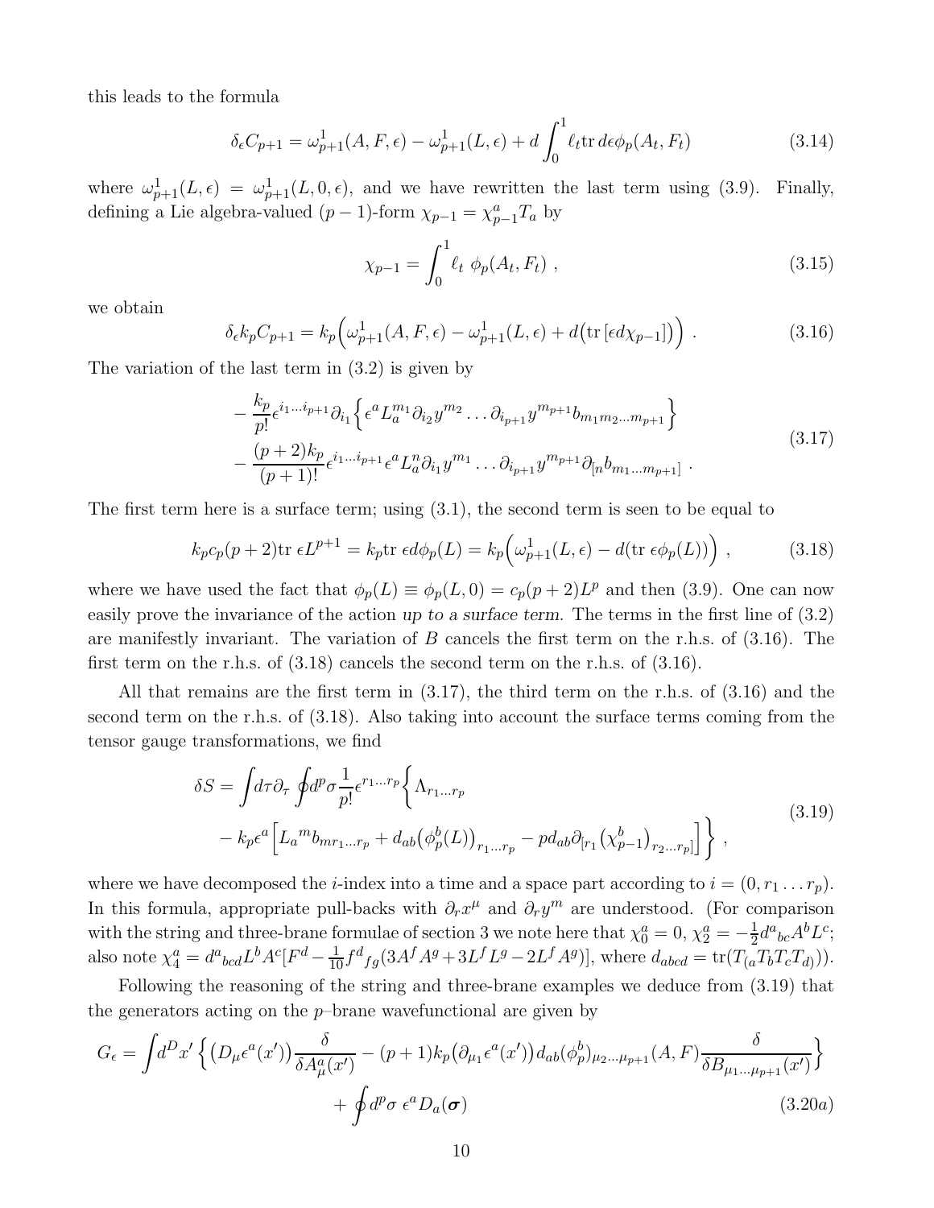this leads to the formula

$$\delta_\epsilon C_{p+1} = \omega^1_{p+1}(A,F,\epsilon) - \omega^1_{p+1}(L,\epsilon) + d\int_0^1 \ell_t \mathrm{tr}\, d\epsilon\phi_p(A_t,F_t) \tag{3.14}$$

where $\omega^1_{p+1}(L,\epsilon) = \omega^1_{p+1}(L,0,\epsilon)$, and we have rewritten the last term using (3.9). Finally, defining a Lie algebra-valued $(p-1)$-form $\chi_{p-1} = \chi^a_{p-1}T_a$ by

$$\chi_{p-1} = \int_0^1 \ell_t \ \phi_p(A_t,F_t) \ , \tag{3.15}$$

we obtain

$$\delta_\epsilon k_p C_{p+1} = k_p\Big(\omega^1_{p+1}(A,F,\epsilon) - \omega^1_{p+1}(L,\epsilon) + d\big(\mathrm{tr}\,[\epsilon d\chi_{p-1}]\big)\Big) \ . \tag{3.16}$$

The variation of the last term in (3.2) is given by

$$\begin{aligned} &-\frac{k_p}{p!}\epsilon^{i_1\ldots i_{p+1}}\partial_{i_1}\Big\{\epsilon^a L^{m_1}_a \partial_{i_2}y^{m_2}\ldots\partial_{i_{p+1}}y^{m_{p+1}}b_{m_1 m_2\ldots m_{p+1}}\Big\} \\ &-\frac{(p+2)k_p}{(p+1)!}\epsilon^{i_1\ldots i_{p+1}}\epsilon^a L^n_a \partial_{i_1}y^{m_1}\ldots\partial_{i_{p+1}}y^{m_{p+1}}\partial_{[n}b_{m_1\ldots m_{p+1}]} \ . \end{aligned} \tag{3.17}$$

The first term here is a surface term; using (3.1), the second term is seen to be equal to

$$k_p c_p (p+2)\mathrm{tr}\ \epsilon L^{p+1} = k_p \mathrm{tr}\ \epsilon d\phi_p(L) = k_p\Big(\omega^1_{p+1}(L,\epsilon) - d(\mathrm{tr}\ \epsilon\phi_p(L))\Big) \ , \tag{3.18}$$

where we have used the fact that $\phi_p(L) \equiv \phi_p(L,0) = c_p(p+2)L^p$ and then (3.9). One can now easily prove the invariance of the action *up to a surface term*. The terms in the first line of (3.2) are manifestly invariant. The variation of $B$ cancels the first term on the r.h.s. of (3.16). The first term on the r.h.s. of (3.18) cancels the second term on the r.h.s. of (3.16).

All that remains are the first term in (3.17), the third term on the r.h.s. of (3.16) and the second term on the r.h.s. of (3.18). Also taking into account the surface terms coming from the tensor gauge transformations, we find

$$\begin{aligned} \delta S = \int d\tau \partial_\tau \oint d^p\sigma \frac{1}{p!}\epsilon^{r_1\ldots r_p}\Big\{ &\Lambda_{r_1\ldots r_p} \\ &- k_p\epsilon^a\Big[L_a{}^m b_{m r_1\ldots r_p} + d_{ab}\big(\phi^b_p(L)\big)_{r_1\ldots r_p} - p d_{ab}\partial_{[r_1}\big(\chi^b_{p-1}\big)_{r_2\ldots r_p]}\Big]\Big\} \ , \end{aligned} \tag{3.19}$$

where we have decomposed the $i$-index into a time and a space part according to $i = (0, r_1\ldots r_p)$. In this formula, appropriate pull-backs with $\partial_r x^\mu$ and $\partial_r y^m$ are understood. (For comparison with the string and three-brane formulae of section 3 we note here that $\chi^a_0 = 0$, $\chi^a_2 = -\frac{1}{2}d^a{}_{bc}A^b L^c$; also note $\chi^a_4 = d^a{}_{bcd}L^b A^c[F^d - \frac{1}{10}f^d{}_{fg}(3A^f A^g + 3L^f L^g - 2L^f A^g)]$, where $d_{abcd} = \mathrm{tr}(T_{(a}T_b T_c T_{d)})$).

Following the reasoning of the string and three-brane examples we deduce from (3.19) that the generators acting on the $p$–brane wavefunctional are given by

$$\begin{aligned} G_\epsilon = \int d^D x' \,\Big\{ \big(D_\mu \epsilon^a(x')\big)\frac{\delta}{\delta A^a_\mu(x')} - (p+1)k_p\big(\partial_{\mu_1}\epsilon^a(x')\big)d_{ab}(\phi^b_p)_{\mu_2\ldots\mu_{p+1}}(A,F)\frac{\delta}{\delta B_{\mu_1\ldots\mu_{p+1}}(x')}\Big\} \\ + \oint d^p\sigma\ \epsilon^a D_a(\boldsymbol{\sigma}) \end{aligned} \tag{3.20a}$$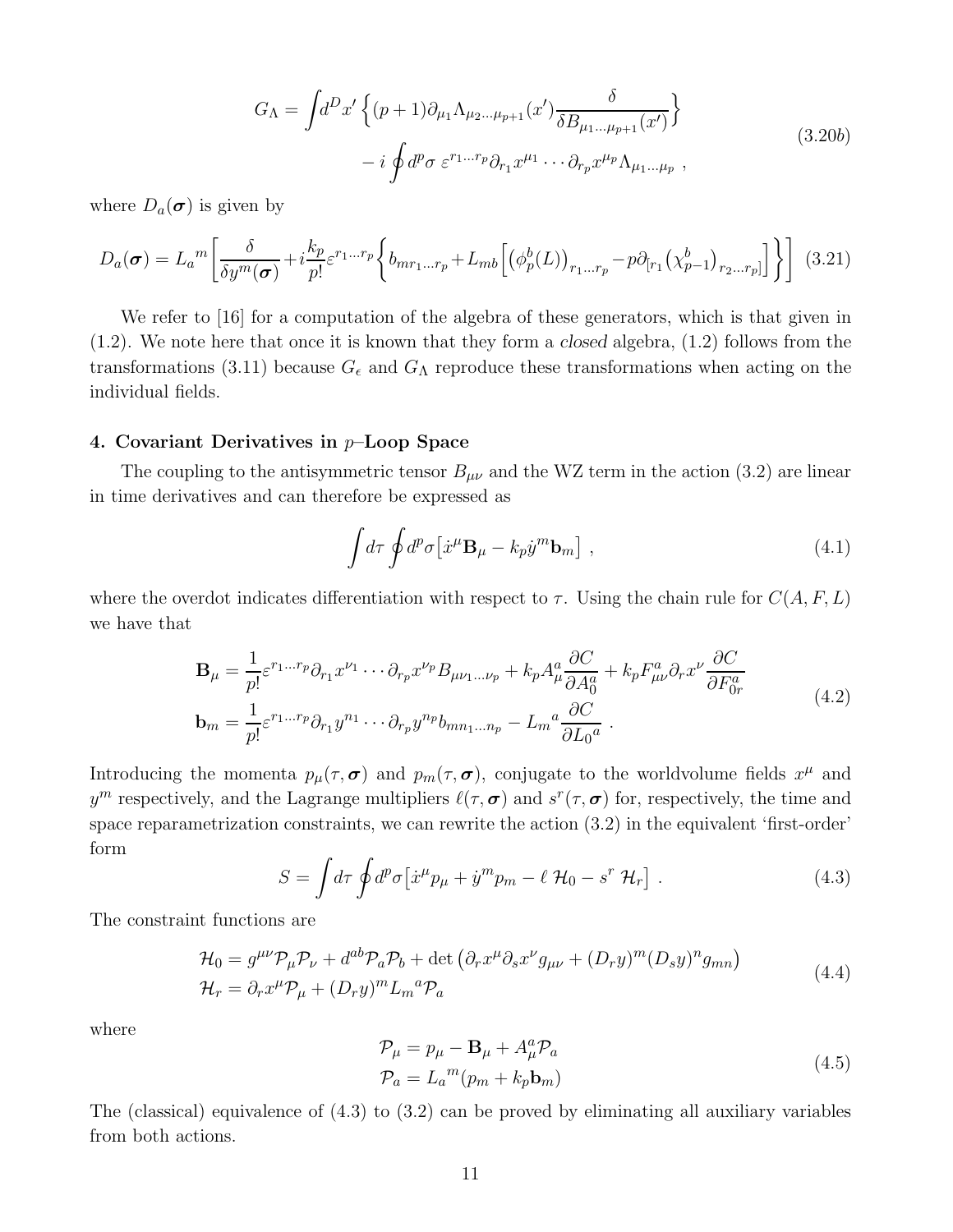$$
\begin{aligned}
G_\Lambda = \int d^D x' \Big\{ (p+1)\partial_{\mu_1}\Lambda_{\mu_2\dots\mu_{p+1}}(x') \frac{\delta}{\delta B_{\mu_1\dots\mu_{p+1}}(x')} \Big\} \\
- i \oint d^p\sigma \; \varepsilon^{r_1\dots r_p} \partial_{r_1} x^{\mu_1} \cdots \partial_{r_p} x^{\mu_p} \Lambda_{\mu_1\dots\mu_p} \; ,
\end{aligned}
\tag{3.20b}
$$

where $D_a(\boldsymbol{\sigma})$ is given by

$$
D_a(\boldsymbol{\sigma}) = L_a{}^m \bigg[ \frac{\delta}{\delta y^m(\boldsymbol{\sigma})} + i\frac{k_p}{p!}\varepsilon^{r_1\dots r_p} \Big\{ b_{mr_1\dots r_p} + L_{mb}\Big[ \big(\phi_p^b(L)\big)_{r_1\dots r_p} - p\partial_{[r_1}\big(\chi_{p-1}^b\big)_{r_2\dots r_p]} \Big] \Big\} \bigg] \tag{3.21}
$$

We refer to [16] for a computation of the algebra of these generators, which is that given in (1.2). We note here that once it is known that they form a *closed* algebra, (1.2) follows from the transformations (3.11) because $G_\epsilon$ and $G_\Lambda$ reproduce these transformations when acting on the individual fields.

#### 4. Covariant Derivatives in $p$–Loop Space

The coupling to the antisymmetric tensor $B_{\mu\nu}$ and the WZ term in the action (3.2) are linear in time derivatives and can therefore be expressed as

$$
\int d\tau \oint d^p\sigma \big[ \dot{x}^\mu \mathbf{B}_\mu - k_p \dot{y}^m \mathbf{b}_m \big] \; , \tag{4.1}
$$

where the overdot indicates differentiation with respect to $\tau$. Using the chain rule for $C(A,F,L)$ we have that

$$
\begin{aligned}
\mathbf{B}_\mu &= \frac{1}{p!}\varepsilon^{r_1\dots r_p}\partial_{r_1}x^{\nu_1}\cdots\partial_{r_p}x^{\nu_p} B_{\mu\nu_1\dots\nu_p} + k_p A_\mu^a \frac{\partial C}{\partial A_0^a} + k_p F_{\mu\nu}^a \partial_r x^\nu \frac{\partial C}{\partial F_{0r}^a} \\
\mathbf{b}_m &= \frac{1}{p!}\varepsilon^{r_1\dots r_p}\partial_{r_1}y^{n_1}\cdots\partial_{r_p}y^{n_p} b_{mn_1\dots n_p} - L_m{}^a \frac{\partial C}{\partial L_0{}^a} \; .
\end{aligned}
\tag{4.2}
$$

Introducing the momenta $p_\mu(\tau,\boldsymbol{\sigma})$ and $p_m(\tau,\boldsymbol{\sigma})$, conjugate to the worldvolume fields $x^\mu$ and $y^m$ respectively, and the Lagrange multipliers $\ell(\tau,\boldsymbol{\sigma})$ and $s^r(\tau,\boldsymbol{\sigma})$ for, respectively, the time and space reparametrization constraints, we can rewrite the action (3.2) in the equivalent 'first-order' form

$$
S = \int d\tau \oint d^p\sigma \big[ \dot{x}^\mu p_\mu + \dot{y}^m p_m - \ell \; \mathcal{H}_0 - s^r \; \mathcal{H}_r \big] \; . \tag{4.3}
$$

The constraint functions are

$$
\begin{aligned}
\mathcal{H}_0 &= g^{\mu\nu}\mathcal{P}_\mu\mathcal{P}_\nu + d^{ab}\mathcal{P}_a\mathcal{P}_b + \det\big(\partial_r x^\mu \partial_s x^\nu g_{\mu\nu} + (D_r y)^m (D_s y)^n g_{mn}\big) \\
\mathcal{H}_r &= \partial_r x^\mu \mathcal{P}_\mu + (D_r y)^m L_m{}^a \mathcal{P}_a
\end{aligned}
\tag{4.4}
$$

where

$$
\begin{aligned}
\mathcal{P}_\mu &= p_\mu - \mathbf{B}_\mu + A_\mu^a \mathcal{P}_a \\
\mathcal{P}_a &= L_a{}^m (p_m + k_p \mathbf{b}_m)
\end{aligned}
\tag{4.5}
$$

The (classical) equivalence of (4.3) to (3.2) can be proved by eliminating all auxiliary variables from both actions.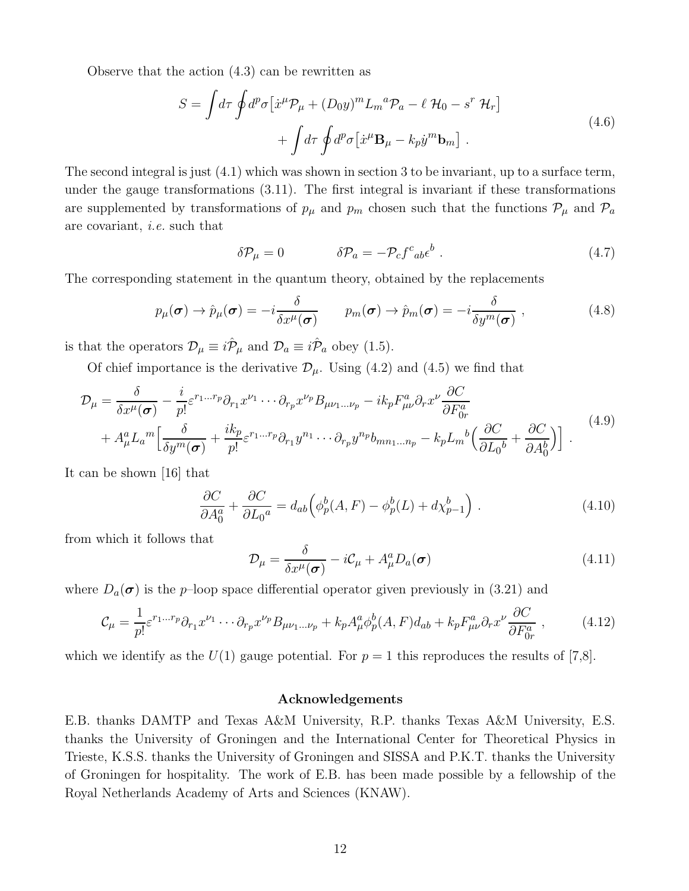Observe that the action (4.3) can be rewritten as

$$
\begin{aligned}
S = \int d\tau \oint d^p\sigma \big[\dot{x}^\mu \mathcal{P}_\mu + (D_0 y)^m L_m{}^a \mathcal{P}_a - \ell\ \mathcal{H}_0 - s^r\ \mathcal{H}_r\big] \\
+ \int d\tau \oint d^p\sigma \big[\dot{x}^\mu \mathbf{B}_\mu - k_p \dot{y}^m \mathbf{b}_m\big] \ .
\end{aligned} \tag{4.6}
$$

The second integral is just (4.1) which was shown in section 3 to be invariant, up to a surface term, under the gauge transformations (3.11). The first integral is invariant if these transformations are supplemented by transformations of $p_\mu$ and $p_m$ chosen such that the functions $\mathcal{P}_\mu$ and $\mathcal{P}_a$ are covariant, *i.e.* such that

$$
\delta \mathcal{P}_\mu = 0 \qquad\qquad \delta \mathcal{P}_a = -\mathcal{P}_c f^c{}_{ab} \epsilon^b \ . \tag{4.7}
$$

The corresponding statement in the quantum theory, obtained by the replacements

$$
p_\mu(\boldsymbol{\sigma}) \rightarrow \hat{p}_\mu(\boldsymbol{\sigma}) = -i\frac{\delta}{\delta x^\mu(\boldsymbol{\sigma})} \qquad p_m(\boldsymbol{\sigma}) \rightarrow \hat{p}_m(\boldsymbol{\sigma}) = -i\frac{\delta}{\delta y^m(\boldsymbol{\sigma})} \ , \tag{4.8}
$$

is that the operators $\mathcal{D}_\mu \equiv i\hat{\mathcal{P}}_\mu$ and $\mathcal{D}_a \equiv i\hat{\mathcal{P}}_a$ obey (1.5).

Of chief importance is the derivative $\mathcal{D}_\mu$. Using (4.2) and (4.5) we find that

$$
\begin{aligned}
\mathcal{D}_\mu = \frac{\delta}{\delta x^\mu(\boldsymbol{\sigma})} - \frac{i}{p!}\varepsilon^{r_1\dots r_p}\partial_{r_1}x^{\nu_1}\cdots\partial_{r_p}x^{\nu_p}B_{\mu\nu_1\dots\nu_p} - ik_p F^a_{\mu\nu}\partial_r x^\nu \frac{\partial C}{\partial F^a_{0r}} \\
+ A^a_\mu L_a{}^m \Big[\frac{\delta}{\delta y^m(\boldsymbol{\sigma})} + \frac{ik_p}{p!}\varepsilon^{r_1\dots r_p}\partial_{r_1}y^{n_1}\cdots\partial_{r_p}y^{n_p}b_{mn_1\dots n_p} - k_p L_m{}^b\Big(\frac{\partial C}{\partial L_0{}^b} + \frac{\partial C}{\partial A^b_0}\Big)\Big] \ .
\end{aligned} \tag{4.9}
$$

It can be shown [16] that

$$
\frac{\partial C}{\partial A^a_0} + \frac{\partial C}{\partial L_0{}^a} = d_{ab}\Big(\phi^b_p(A,F) - \phi^b_p(L) + d\chi^b_{p-1}\Big) \ . \tag{4.10}
$$

from which it follows that

$$
\mathcal{D}_\mu = \frac{\delta}{\delta x^\mu(\boldsymbol{\sigma})} - i\mathcal{C}_\mu + A^a_\mu D_a(\boldsymbol{\sigma}) \tag{4.11}
$$

where $D_a(\boldsymbol{\sigma})$ is the $p$–loop space differential operator given previously in (3.21) and

$$
\mathcal{C}_\mu = \frac{1}{p!}\varepsilon^{r_1\dots r_p}\partial_{r_1}x^{\nu_1}\cdots\partial_{r_p}x^{\nu_p}B_{\mu\nu_1\dots\nu_p} + k_p A^a_\mu \phi^b_p(A,F)d_{ab} + k_p F^a_{\mu\nu}\partial_r x^\nu \frac{\partial C}{\partial F^a_{0r}} \ , \tag{4.12}
$$

which we identify as the $U(1)$ gauge potential. For $p=1$ this reproduces the results of [7,8].

### Acknowledgements

E.B. thanks DAMTP and Texas A&M University, R.P. thanks Texas A&M University, E.S. thanks the University of Groningen and the International Center for Theoretical Physics in Trieste, K.S.S. thanks the University of Groningen and SISSA and P.K.T. thanks the University of Groningen for hospitality. The work of E.B. has been made possible by a fellowship of the Royal Netherlands Academy of Arts and Sciences (KNAW).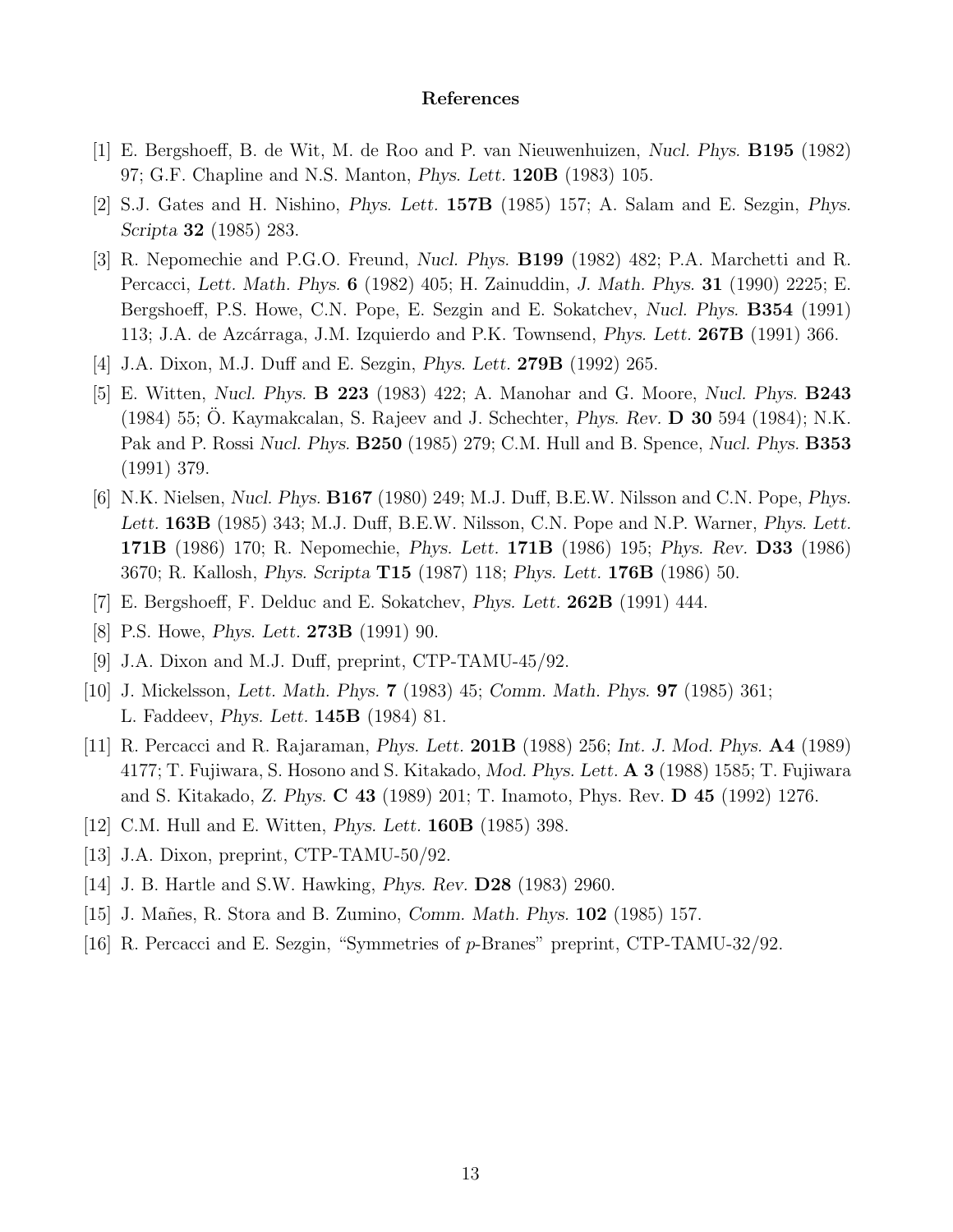## References

[1] E. Bergshoeff, B. de Wit, M. de Roo and P. van Nieuwenhuizen, *Nucl. Phys.* **B195** (1982) 97; G.F. Chapline and N.S. Manton, *Phys. Lett.* **120B** (1983) 105.

[2] S.J. Gates and H. Nishino, *Phys. Lett.* **157B** (1985) 157; A. Salam and E. Sezgin, *Phys. Scripta* **32** (1985) 283.

[3] R. Nepomechie and P.G.O. Freund, *Nucl. Phys.* **B199** (1982) 482; P.A. Marchetti and R. Percacci, *Lett. Math. Phys.* **6** (1982) 405; H. Zainuddin, *J. Math. Phys.* **31** (1990) 2225; E. Bergshoeff, P.S. Howe, C.N. Pope, E. Sezgin and E. Sokatchev, *Nucl. Phys.* **B354** (1991) 113; J.A. de Azcárraga, J.M. Izquierdo and P.K. Townsend, *Phys. Lett.* **267B** (1991) 366.

[4] J.A. Dixon, M.J. Duff and E. Sezgin, *Phys. Lett.* **279B** (1992) 265.

[5] E. Witten, *Nucl. Phys.* **B 223** (1983) 422; A. Manohar and G. Moore, *Nucl. Phys.* **B243** (1984) 55; Ö. Kaymakcalan, S. Rajeev and J. Schechter, *Phys. Rev.* **D 30** 594 (1984); N.K. Pak and P. Rossi *Nucl. Phys.* **B250** (1985) 279; C.M. Hull and B. Spence, *Nucl. Phys.* **B353** (1991) 379.

[6] N.K. Nielsen, *Nucl. Phys.* **B167** (1980) 249; M.J. Duff, B.E.W. Nilsson and C.N. Pope, *Phys. Lett.* **163B** (1985) 343; M.J. Duff, B.E.W. Nilsson, C.N. Pope and N.P. Warner, *Phys. Lett.* **171B** (1986) 170; R. Nepomechie, *Phys. Lett.* **171B** (1986) 195; *Phys. Rev.* **D33** (1986) 3670; R. Kallosh, *Phys. Scripta* **T15** (1987) 118; *Phys. Lett.* **176B** (1986) 50.

[7] E. Bergshoeff, F. Delduc and E. Sokatchev, *Phys. Lett.* **262B** (1991) 444.

[8] P.S. Howe, *Phys. Lett.* **273B** (1991) 90.

[9] J.A. Dixon and M.J. Duff, preprint, CTP-TAMU-45/92.

[10] J. Mickelsson, *Lett. Math. Phys.* **7** (1983) 45; *Comm. Math. Phys.* **97** (1985) 361; L. Faddeev, *Phys. Lett.* **145B** (1984) 81.

[11] R. Percacci and R. Rajaraman, *Phys. Lett.* **201B** (1988) 256; *Int. J. Mod. Phys.* **A4** (1989) 4177; T. Fujiwara, S. Hosono and S. Kitakado, *Mod. Phys. Lett.* **A 3** (1988) 1585; T. Fujiwara and S. Kitakado, *Z. Phys.* **C 43** (1989) 201; T. Inamoto, Phys. Rev. **D 45** (1992) 1276.

[12] C.M. Hull and E. Witten, *Phys. Lett.* **160B** (1985) 398.

[13] J.A. Dixon, preprint, CTP-TAMU-50/92.

[14] J. B. Hartle and S.W. Hawking, *Phys. Rev.* **D28** (1983) 2960.

[15] J. Mañes, R. Stora and B. Zumino, *Comm. Math. Phys.* **102** (1985) 157.

[16] R. Percacci and E. Sezgin, "Symmetries of $p$-Branes" preprint, CTP-TAMU-32/92.